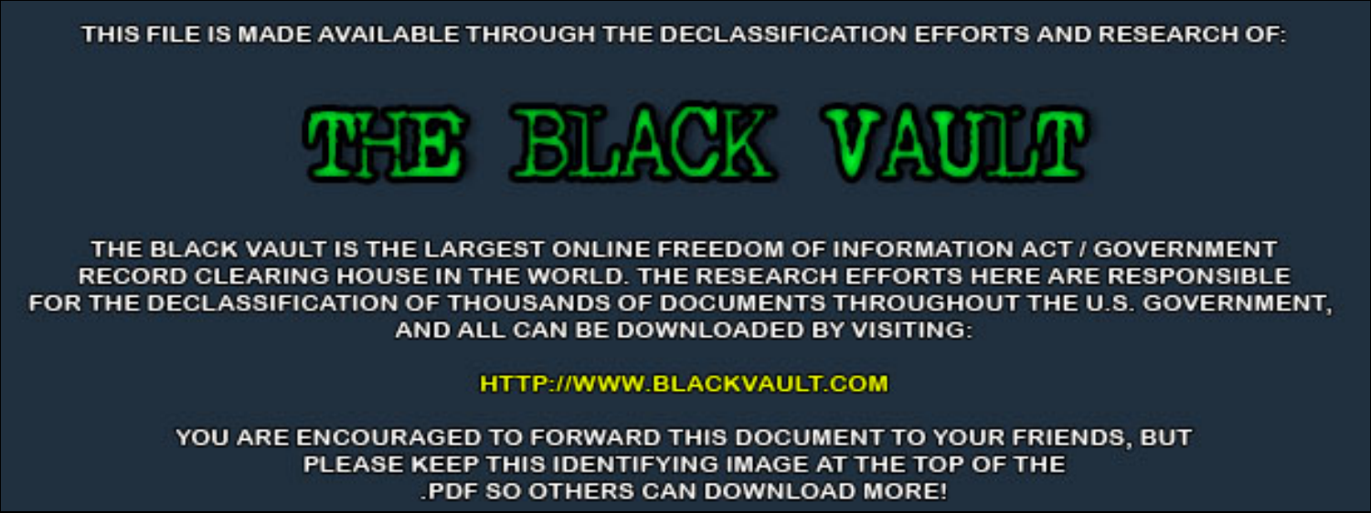THIS FILE IS MADE AVAILABLE THROUGH THE DECLASSIFICATION EFFORTS AND RESEARCH OF:

# THE BLACK VAULT

THE BLACK VAULT IS THE LARGEST ONLINE FREEDOM OF INFORMATION ACT / GOVERNMENT RECORD CLEARING HOUSE IN THE WORLD. THE RESEARCH EFFORTS HERE ARE RESPONSIBLE FOR THE DECLASSIFICATION OF THOUSANDS OF DOCUMENTS THROUGHOUT THE U.S. GOVERNMENT, AND ALL CAN BE DOWNLOADED BY VISITING:

HTTP://WWW.BLACKVAULT.COM

YOU ARE ENCOURAGED TO FORWARD THIS DOCUMENT TO YOUR FRIENDS, BUT PLEASE KEEP THIS IDENTIFYING IMAGE AT THE TOP OF THE .PDF SO OTHERS CAN DOWNLOAD MORE!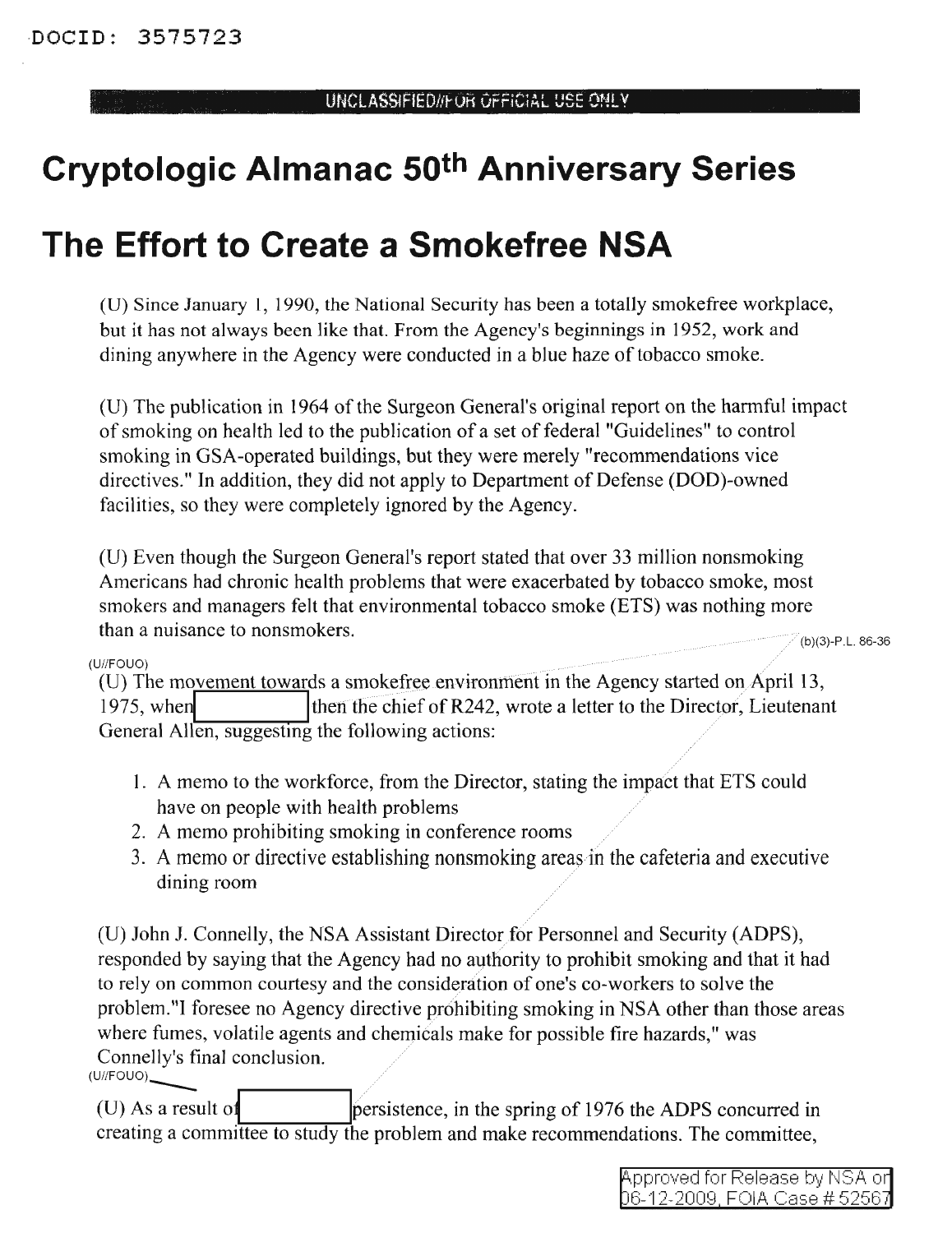# Cryptologic Almanac 50th Anniversary Series

# The Effort to Create a Smokefree NSA

(U) Since January 1, 1990, the National Security has been a totally smokefree workplace, but it has not always been like that. From the Agency's beginnings in 1952, work and dining anywhere in the Agency were conducted in a blue haze of tobacco smoke.

(U) The publication in 1964 of the Surgeon General's original report on the harmful impact of smoking on health led to the publication of a set of federal "Guidelines" to control smoking in GSA-operated buildings, but they were merely "recommendations vice directives." In addition, they did not apply to Department of Defense (DOD)-owned facilities, so they were completely ignored by the Agency.

(U) Even though the Surgeon General's report stated that over 33 million nonsmoking Americans had chronic health problems that were exacerbated by tobacco smoke, most smokers and managers felt that environmental tobacco smoke (ETS) was nothing more than a nuisance to nonsmokers.

(b)(3)-P.L. 86-36

(U//FOUO)

(U) The movement towards a smokefree environment in the Agency started on April 13, 1975, when [REDACTED] then the chief of R242, wrote a letter to the Director, Lieutenant General Allen, suggesting the following actions:

1. A memo to the workforce, from the Director, stating the impact that ETS could have on people with health problems
2. A memo prohibiting smoking in conference rooms
3. A memo or directive establishing nonsmoking areas in the cafeteria and executive dining room

(U) John J. Connelly, the NSA Assistant Director for Personnel and Security (ADPS), responded by saying that the Agency had no authority to prohibit smoking and that it had to rely on common courtesy and the consideration of one's co-workers to solve the problem."I foresee no Agency directive prohibiting smoking in NSA other than those areas where fumes, volatile agents and chemicals make for possible fire hazards," was Connelly's final conclusion.

(U//FOUO)

(U) As a result of [REDACTED] persistence, in the spring of 1976 the ADPS concurred in creating a committee to study the problem and make recommendations. The committee,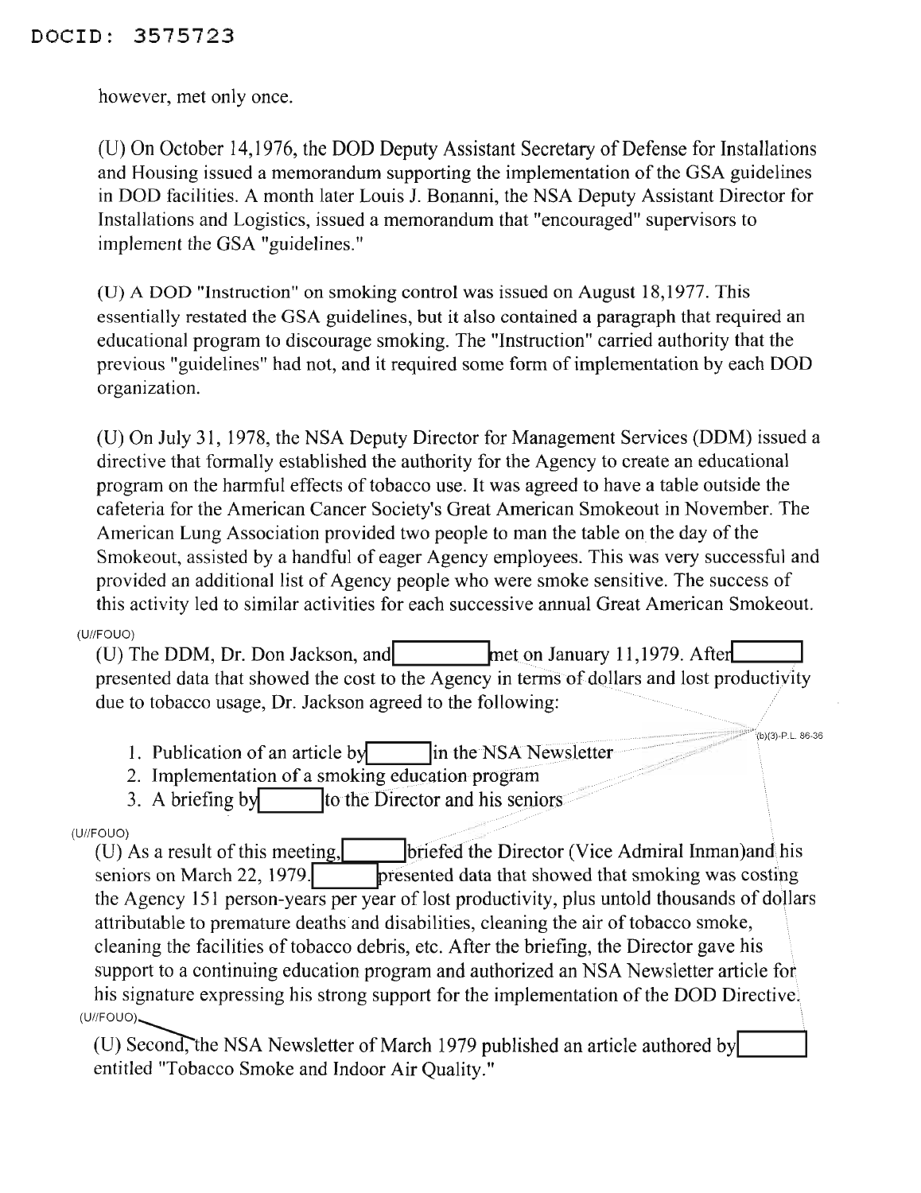however, met only once.

(U) On October 14,1976, the DOD Deputy Assistant Secretary of Defense for Installations and Housing issued a memorandum supporting the implementation of the GSA guidelines in DOD facilities. A month later Louis J. Bonanni, the NSA Deputy Assistant Director for Installations and Logistics, issued a memorandum that "encouraged" supervisors to implement the GSA "guidelines."

(U) A DOD "Instruction" on smoking control was issued on August 18,1977. This essentially restated the GSA guidelines, but it also contained a paragraph that required an educational program to discourage smoking. The "Instruction" carried authority that the previous "guidelines" had not, and it required some form of implementation by each DOD organization.

(U) On July 31, 1978, the NSA Deputy Director for Management Services (DDM) issued a directive that formally established the authority for the Agency to create an educational program on the harmful effects of tobacco use. It was agreed to have a table outside the cafeteria for the American Cancer Society's Great American Smokeout in November. The American Lung Association provided two people to man the table on the day of the Smokeout, assisted by a handful of eager Agency employees. This was very successful and provided an additional list of Agency people who were smoke sensitive. The success of this activity led to similar activities for each successive annual Great American Smokeout.

(U//FOUO)

(U) The DDM, Dr. Don Jackson, and [REDACTED] met on January 11,1979. After [REDACTED] presented data that showed the cost to the Agency in terms of dollars and lost productivity due to tobacco usage, Dr. Jackson agreed to the following:

(b)(3)-P.L. 86-36

1. Publication of an article by [REDACTED] in the NSA Newsletter
2. Implementation of a smoking education program
3. A briefing by [REDACTED] to the Director and his seniors

(U//FOUO)

(U) As a result of this meeting, [REDACTED] briefed the Director (Vice Admiral Inman)and his seniors on March 22, 1979. [REDACTED] presented data that showed that smoking was costing the Agency 151 person-years per year of lost productivity, plus untold thousands of dollars attributable to premature deaths and disabilities, cleaning the air of tobacco smoke, cleaning the facilities of tobacco debris, etc. After the briefing, the Director gave his support to a continuing education program and authorized an NSA Newsletter article for his signature expressing his strong support for the implementation of the DOD Directive.

(U//FOUO)

(U) Second, the NSA Newsletter of March 1979 published an article authored by [REDACTED] entitled "Tobacco Smoke and Indoor Air Quality."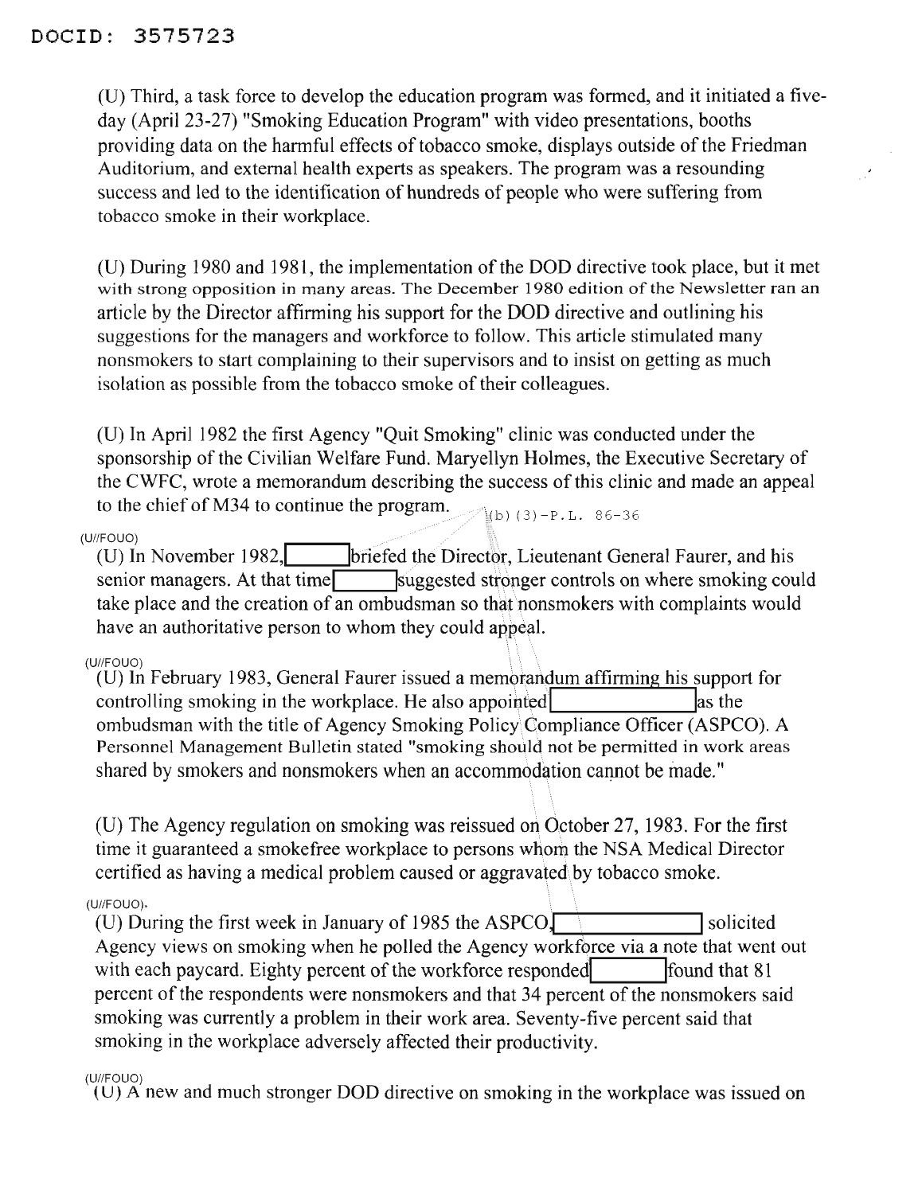(U) Third, a task force to develop the education program was formed, and it initiated a five-day (April 23-27) "Smoking Education Program" with video presentations, booths providing data on the harmful effects of tobacco smoke, displays outside of the Friedman Auditorium, and external health experts as speakers. The program was a resounding success and led to the identification of hundreds of people who were suffering from tobacco smoke in their workplace.

(U) During 1980 and 1981, the implementation of the DOD directive took place, but it met with strong opposition in many areas. The December 1980 edition of the Newsletter ran an article by the Director affirming his support for the DOD directive and outlining his suggestions for the managers and workforce to follow. This article stimulated many nonsmokers to start complaining to their supervisors and to insist on getting as much isolation as possible from the tobacco smoke of their colleagues.

(U) In April 1982 the first Agency "Quit Smoking" clinic was conducted under the sponsorship of the Civilian Welfare Fund. Maryellyn Holmes, the Executive Secretary of the CWFC, wrote a memorandum describing the success of this clinic and made an appeal to the chief of M34 to continue the program.

(b) (3)-P.L. 86-36

(U//FOUO)
(U) In November 1982, [REDACTED] briefed the Director, Lieutenant General Faurer, and his senior managers. At that time [REDACTED] suggested stronger controls on where smoking could take place and the creation of an ombudsman so that nonsmokers with complaints would have an authoritative person to whom they could appeal.

(U//FOUO)
(U) In February 1983, General Faurer issued a memorandum affirming his support for controlling smoking in the workplace. He also appointed [REDACTED] as the ombudsman with the title of Agency Smoking Policy Compliance Officer (ASPCO). A Personnel Management Bulletin stated "smoking should not be permitted in work areas shared by smokers and nonsmokers when an accommodation cannot be made."

(U) The Agency regulation on smoking was reissued on October 27, 1983. For the first time it guaranteed a smokefree workplace to persons whom the NSA Medical Director certified as having a medical problem caused or aggravated by tobacco smoke.

(U//FOUO)
(U) During the first week in January of 1985 the ASPCO, [REDACTED] solicited Agency views on smoking when he polled the Agency workforce via a note that went out with each paycard. Eighty percent of the workforce responded. [REDACTED] found that 81 percent of the respondents were nonsmokers and that 34 percent of the nonsmokers said smoking was currently a problem in their work area. Seventy-five percent said that smoking in the workplace adversely affected their productivity.

(U//FOUO)
(U) A new and much stronger DOD directive on smoking in the workplace was issued on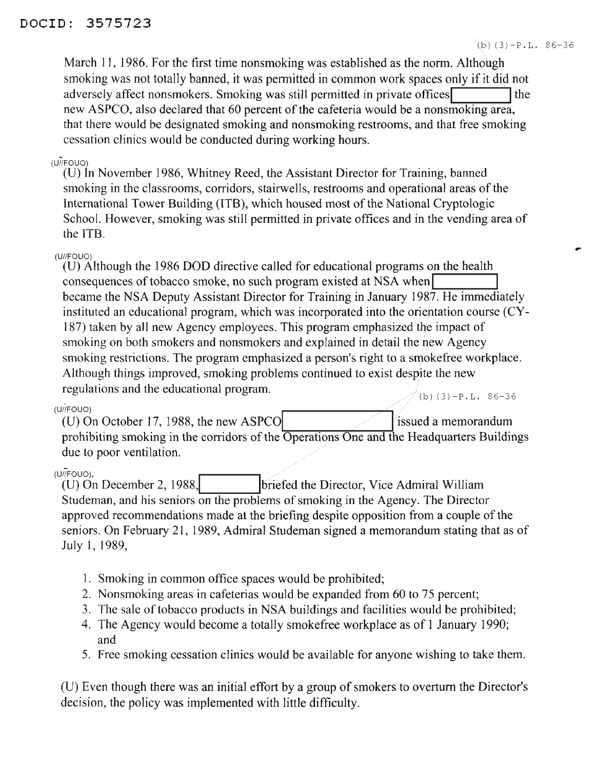March 11, 1986. For the first time nonsmoking was established as the norm. Although smoking was not totally banned, it was permitted in common work spaces only if it did not adversely affect nonsmokers. Smoking was still permitted in private offices [ ] the new ASPCO, also declared that 60 percent of the cafeteria would be a nonsmoking area, that there would be designated smoking and nonsmoking restrooms, and that free smoking cessation clinics would be conducted during working hours.

(U//FOUO)
(U) In November 1986, Whitney Reed, the Assistant Director for Training, banned smoking in the classrooms, corridors, stairwells, restrooms and operational areas of the International Tower Building (ITB), which housed most of the National Cryptologic School. However, smoking was still permitted in private offices and in the vending area of the ITB.

(U//FOUO)
(U) Although the 1986 DOD directive called for educational programs on the health consequences of tobacco smoke, no such program existed at NSA when [ ] became the NSA Deputy Assistant Director for Training in January 1987. He immediately instituted an educational program, which was incorporated into the orientation course (CY-187) taken by all new Agency employees. This program emphasized the impact of smoking on both smokers and nonsmokers and explained in detail the new Agency smoking restrictions. The program emphasized a person's right to a smokefree workplace. Although things improved, smoking problems continued to exist despite the new regulations and the educational program.

(b)(3)-P.L. 86-36

(U//FOUO)
(U) On October 17, 1988, the new ASPCO [ ] issued a memorandum prohibiting smoking in the corridors of the Operations One and the Headquarters Buildings due to poor ventilation.

(U//FOUO)
(U) On December 2, 1988, [ ] briefed the Director, Vice Admiral William Studeman, and his seniors on the problems of smoking in the Agency. The Director approved recommendations made at the briefing despite opposition from a couple of the seniors. On February 21, 1989, Admiral Studeman signed a memorandum stating that as of July 1, 1989,

1. Smoking in common office spaces would be prohibited;
2. Nonsmoking areas in cafeterias would be expanded from 60 to 75 percent;
3. The sale of tobacco products in NSA buildings and facilities would be prohibited;
4. The Agency would become a totally smokefree workplace as of 1 January 1990; and
5. Free smoking cessation clinics would be available for anyone wishing to take them.

(U) Even though there was an initial effort by a group of smokers to overturn the Director's decision, the policy was implemented with little difficulty.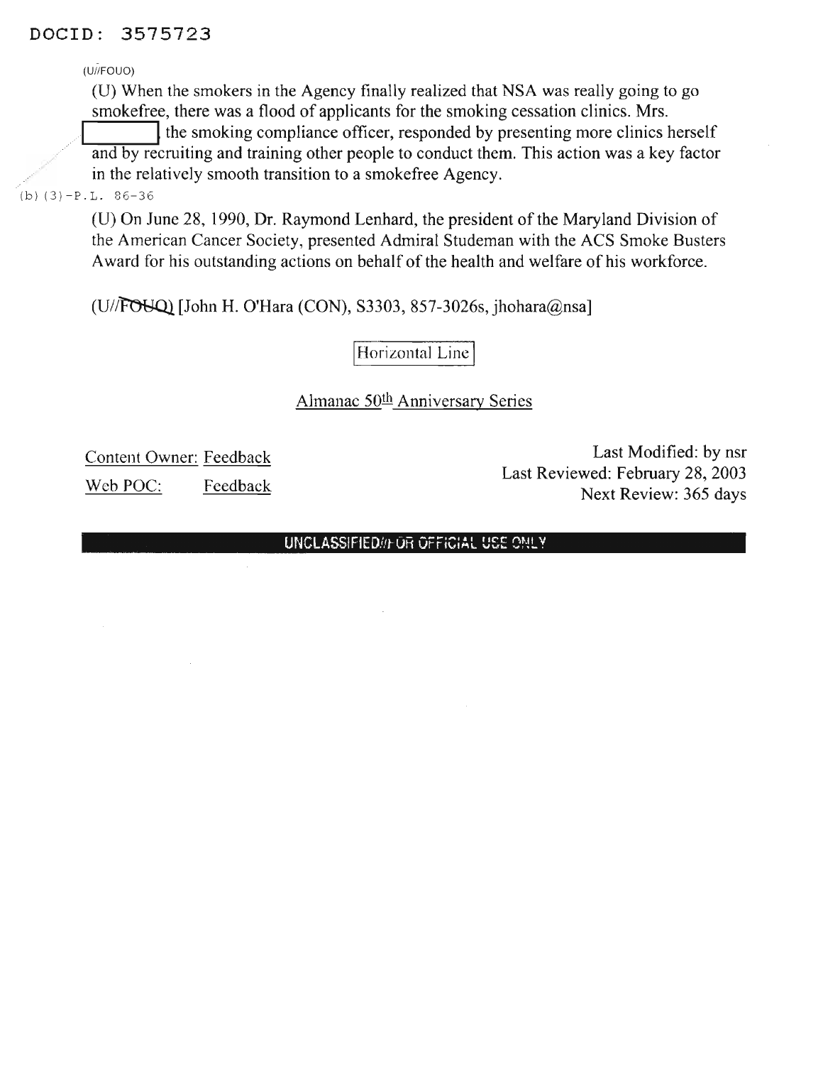(U//FOUO)

(U) When the smokers in the Agency finally realized that NSA was really going to go smokefree, there was a flood of applicants for the smoking cessation clinics. Mrs. [redacted], the smoking compliance officer, responded by presenting more clinics herself and by recruiting and training other people to conduct them. This action was a key factor in the relatively smooth transition to a smokefree Agency.

(b)(3)-P.L. 86-36

(U) On June 28, 1990, Dr. Raymond Lenhard, the president of the Maryland Division of the American Cancer Society, presented Admiral Studeman with the ACS Smoke Busters Award for his outstanding actions on behalf of the health and welfare of his workforce.

(U//~~FOUO~~) [John H. O'Hara (CON), S3303, 857-3026s, jhohara@nsa]

Horizontal Line

Almanac 50th Anniversary Series

Content Owner: Feedback

Web POC: Feedback

Last Modified: by nsr
Last Reviewed: February 28, 2003
Next Review: 365 days

UNCLASSIFIED//FOR OFFICIAL USE ONLY